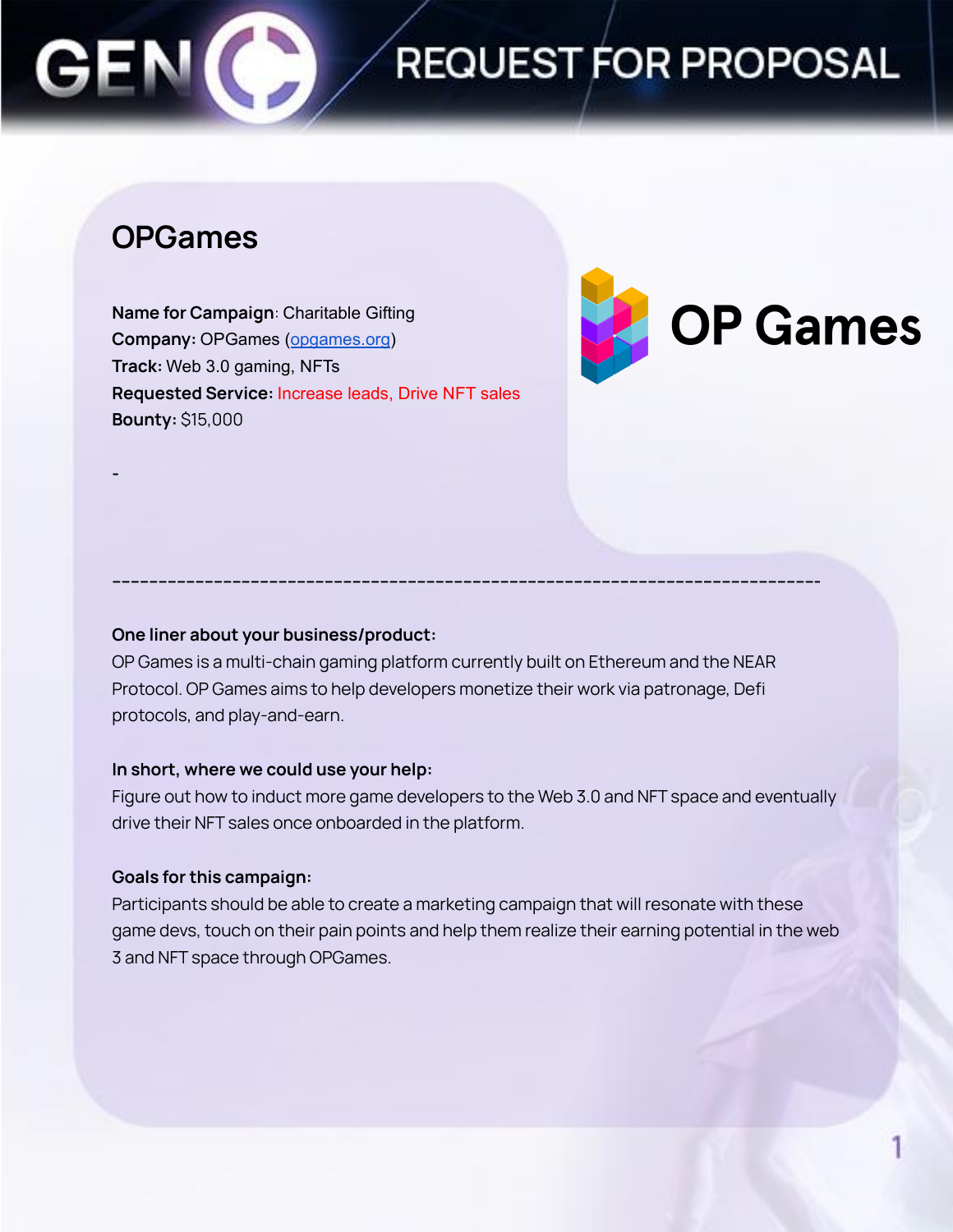# REQUEST FOR PROPOSAL

## OPGames

**Name for Campaign**: Charitable Gifting
**Company:** OPGames ([opgames.org](opgames.org))
**Track:** Web 3.0 gaming, NFTs
**Requested Service:** Increase leads, Drive NFT sales
**Bounty:** $15,000

-

---

**One liner about your business/product:**
OP Games is a multi-chain gaming platform currently built on Ethereum and the NEAR Protocol. OP Games aims to help developers monetize their work via patronage, Defi protocols, and play-and-earn.

**In short, where we could use your help:**
Figure out how to induct more game developers to the Web 3.0 and NFT space and eventually drive their NFT sales once onboarded in the platform.

**Goals for this campaign:**
Participants should be able to create a marketing campaign that will resonate with these game devs, touch on their pain points and help them realize their earning potential in the web 3 and NFT space through OPGames.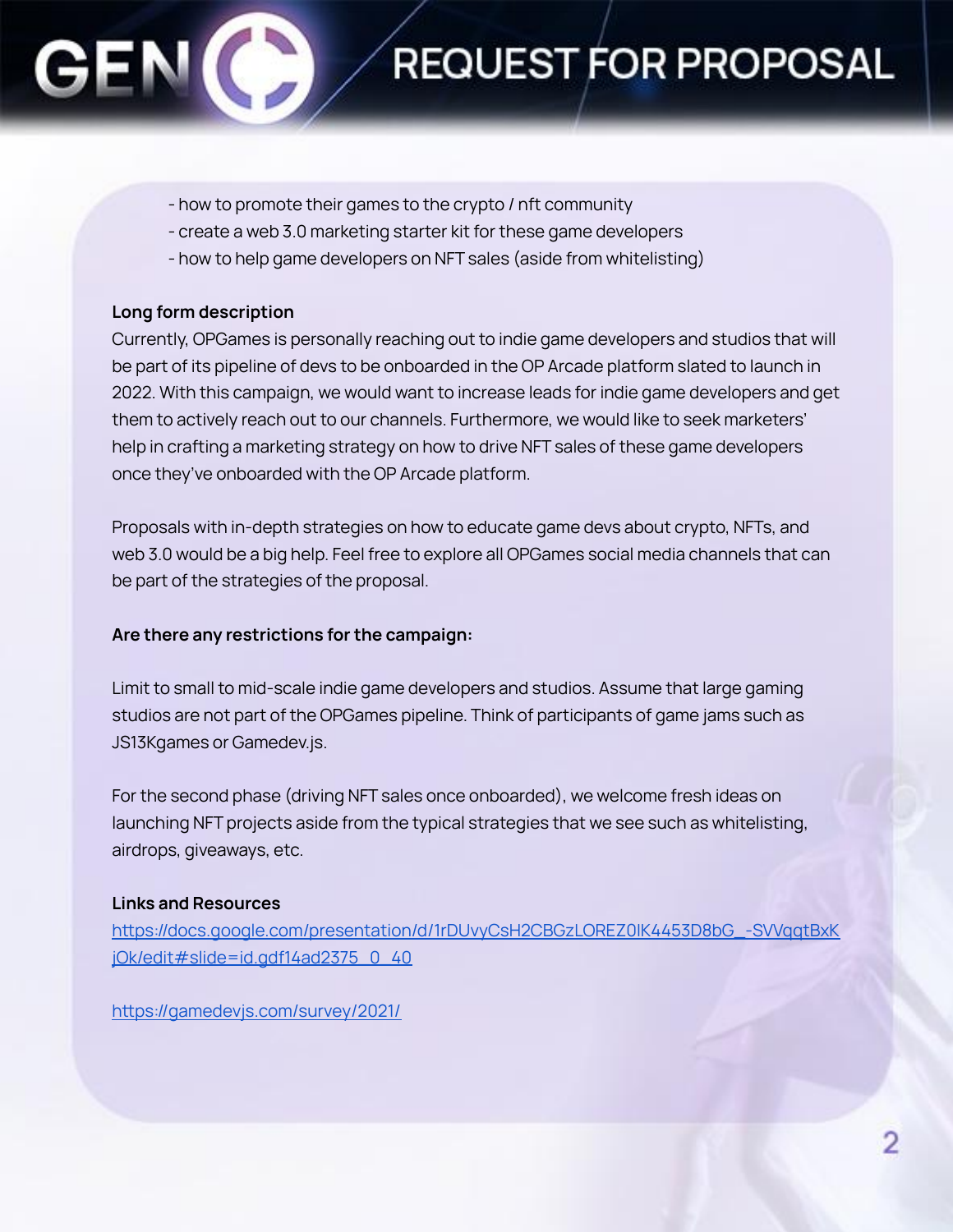- how to promote their games to the crypto / nft community
- create a web 3.0 marketing starter kit for these game developers
- how to help game developers on NFT sales (aside from whitelisting)

**Long form description**

Currently, OPGames is personally reaching out to indie game developers and studios that will be part of its pipeline of devs to be onboarded in the OP Arcade platform slated to launch in 2022. With this campaign, we would want to increase leads for indie game developers and get them to actively reach out to our channels. Furthermore, we would like to seek marketers' help in crafting a marketing strategy on how to drive NFT sales of these game developers once they've onboarded with the OP Arcade platform.

Proposals with in-depth strategies on how to educate game devs about crypto, NFTs, and web 3.0 would be a big help. Feel free to explore all OPGames social media channels that can be part of the strategies of the proposal.

**Are there any restrictions for the campaign:**

Limit to small to mid-scale indie game developers and studios. Assume that large gaming studios are not part of the OPGames pipeline. Think of participants of game jams such as JS13Kgames or Gamedev.js.

For the second phase (driving NFT sales once onboarded), we welcome fresh ideas on launching NFT projects aside from the typical strategies that we see such as whitelisting, airdrops, giveaways, etc.

**Links and Resources**

https://docs.google.com/presentation/d/1rDUvyCsH2CBGzLOREZ0lK4453D8bG_-SVVqqtBxKjOk/edit#slide=id.gdf14ad2375_0_40

https://gamedevjs.com/survey/2021/